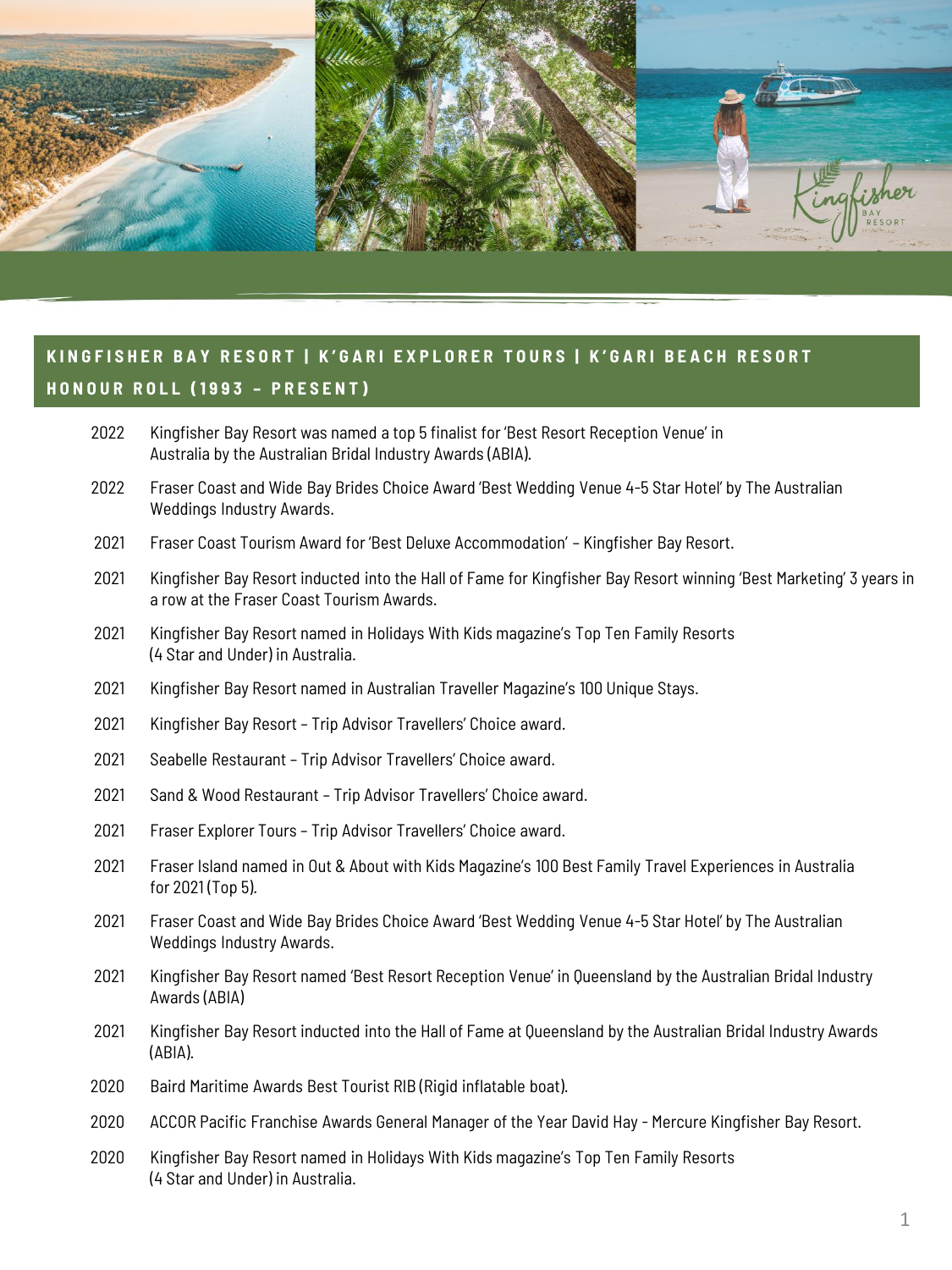## KINGFISHER BAY RESORT | K'GARI EXPLORER TOURS | K'GARI BEACH RESORT HONOUR ROLL (1993 – PRESENT)

2022 Kingfisher Bay Resort was named a top 5 finalist for 'Best Resort Reception Venue' in Australia by the Australian Bridal Industry Awards (ABIA).

2022 Fraser Coast and Wide Bay Brides Choice Award 'Best Wedding Venue 4-5 Star Hotel' by The Australian Weddings Industry Awards.

2021 Fraser Coast Tourism Award for 'Best Deluxe Accommodation' – Kingfisher Bay Resort.

2021 Kingfisher Bay Resort inducted into the Hall of Fame for Kingfisher Bay Resort winning 'Best Marketing' 3 years in a row at the Fraser Coast Tourism Awards.

2021 Kingfisher Bay Resort named in Holidays With Kids magazine's Top Ten Family Resorts (4 Star and Under) in Australia.

2021 Kingfisher Bay Resort named in Australian Traveller Magazine's 100 Unique Stays.

2021 Kingfisher Bay Resort – Trip Advisor Travellers' Choice award.

2021 Seabelle Restaurant – Trip Advisor Travellers' Choice award.

2021 Sand & Wood Restaurant – Trip Advisor Travellers' Choice award.

2021 Fraser Explorer Tours – Trip Advisor Travellers' Choice award.

2021 Fraser Island named in Out & About with Kids Magazine's 100 Best Family Travel Experiences in Australia for 2021 (Top 5).

2021 Fraser Coast and Wide Bay Brides Choice Award 'Best Wedding Venue 4-5 Star Hotel' by The Australian Weddings Industry Awards.

2021 Kingfisher Bay Resort named 'Best Resort Reception Venue' in Queensland by the Australian Bridal Industry Awards (ABIA)

2021 Kingfisher Bay Resort inducted into the Hall of Fame at Queensland by the Australian Bridal Industry Awards (ABIA).

2020 Baird Maritime Awards Best Tourist RIB (Rigid inflatable boat).

2020 ACCOR Pacific Franchise Awards General Manager of the Year David Hay - Mercure Kingfisher Bay Resort.

2020 Kingfisher Bay Resort named in Holidays With Kids magazine's Top Ten Family Resorts (4 Star and Under) in Australia.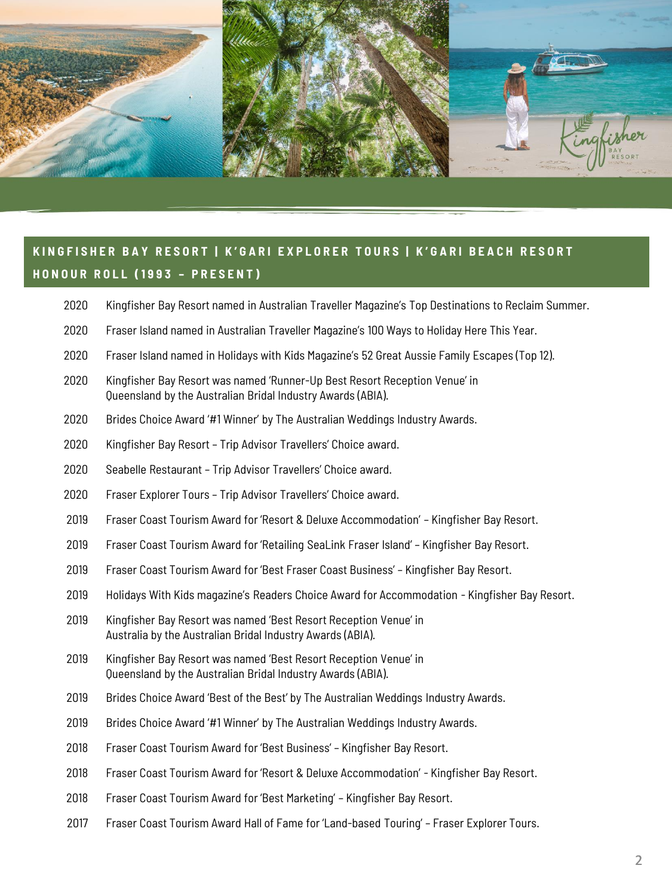## KINGFISHER BAY RESORT | K'GARI EXPLORER TOURS | K'GARI BEACH RESORT HONOUR ROLL (1993 – PRESENT)

2020 Kingfisher Bay Resort named in Australian Traveller Magazine's Top Destinations to Reclaim Summer.

2020 Fraser Island named in Australian Traveller Magazine's 100 Ways to Holiday Here This Year.

2020 Fraser Island named in Holidays with Kids Magazine's 52 Great Aussie Family Escapes (Top 12).

2020 Kingfisher Bay Resort was named 'Runner-Up Best Resort Reception Venue' in Queensland by the Australian Bridal Industry Awards (ABIA).

2020 Brides Choice Award '#1 Winner' by The Australian Weddings Industry Awards.

2020 Kingfisher Bay Resort – Trip Advisor Travellers' Choice award.

2020 Seabelle Restaurant – Trip Advisor Travellers' Choice award.

2020 Fraser Explorer Tours – Trip Advisor Travellers' Choice award.

2019 Fraser Coast Tourism Award for 'Resort & Deluxe Accommodation' – Kingfisher Bay Resort.

2019 Fraser Coast Tourism Award for 'Retailing SeaLink Fraser Island' – Kingfisher Bay Resort.

2019 Fraser Coast Tourism Award for 'Best Fraser Coast Business' – Kingfisher Bay Resort.

2019 Holidays With Kids magazine's Readers Choice Award for Accommodation - Kingfisher Bay Resort.

2019 Kingfisher Bay Resort was named 'Best Resort Reception Venue' in Australia by the Australian Bridal Industry Awards (ABIA).

2019 Kingfisher Bay Resort was named 'Best Resort Reception Venue' in Queensland by the Australian Bridal Industry Awards (ABIA).

2019 Brides Choice Award 'Best of the Best' by The Australian Weddings Industry Awards.

2019 Brides Choice Award '#1 Winner' by The Australian Weddings Industry Awards.

2018 Fraser Coast Tourism Award for 'Best Business' – Kingfisher Bay Resort.

2018 Fraser Coast Tourism Award for 'Resort & Deluxe Accommodation' - Kingfisher Bay Resort.

2018 Fraser Coast Tourism Award for 'Best Marketing' – Kingfisher Bay Resort.

2017 Fraser Coast Tourism Award Hall of Fame for 'Land-based Touring' – Fraser Explorer Tours.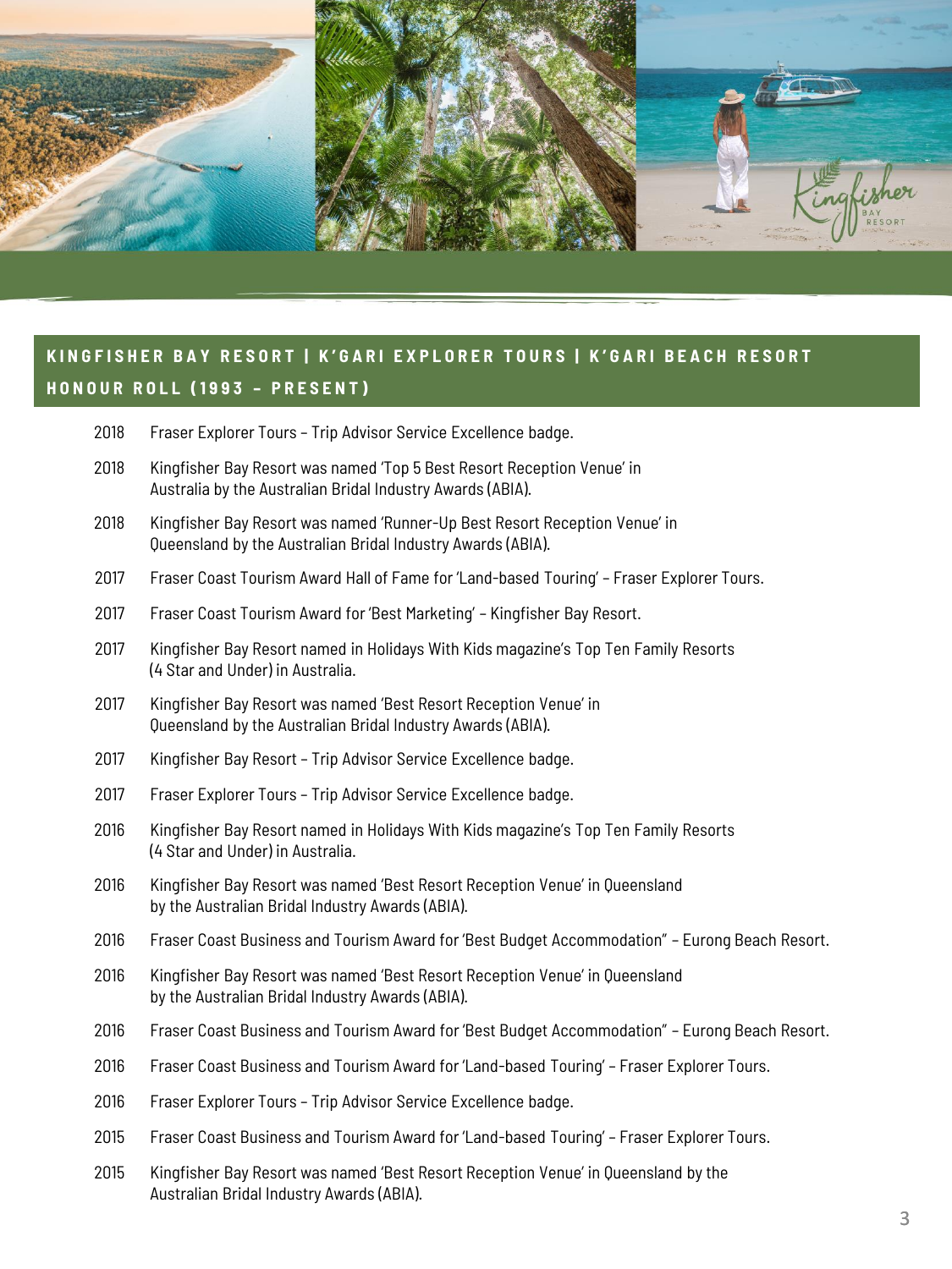## KINGFISHER BAY RESORT | K'GARI EXPLORER TOURS | K'GARI BEACH RESORT HONOUR ROLL (1993 – PRESENT)

2018 Fraser Explorer Tours – Trip Advisor Service Excellence badge.

2018 Kingfisher Bay Resort was named 'Top 5 Best Resort Reception Venue' in Australia by the Australian Bridal Industry Awards (ABIA).

2018 Kingfisher Bay Resort was named 'Runner-Up Best Resort Reception Venue' in Queensland by the Australian Bridal Industry Awards (ABIA).

2017 Fraser Coast Tourism Award Hall of Fame for 'Land-based Touring' – Fraser Explorer Tours.

2017 Fraser Coast Tourism Award for 'Best Marketing' – Kingfisher Bay Resort.

2017 Kingfisher Bay Resort named in Holidays With Kids magazine's Top Ten Family Resorts (4 Star and Under) in Australia.

2017 Kingfisher Bay Resort was named 'Best Resort Reception Venue' in Queensland by the Australian Bridal Industry Awards (ABIA).

2017 Kingfisher Bay Resort – Trip Advisor Service Excellence badge.

2017 Fraser Explorer Tours – Trip Advisor Service Excellence badge.

2016 Kingfisher Bay Resort named in Holidays With Kids magazine's Top Ten Family Resorts (4 Star and Under) in Australia.

2016 Kingfisher Bay Resort was named 'Best Resort Reception Venue' in Queensland by the Australian Bridal Industry Awards (ABIA).

2016 Fraser Coast Business and Tourism Award for 'Best Budget Accommodation" – Eurong Beach Resort.

2016 Kingfisher Bay Resort was named 'Best Resort Reception Venue' in Queensland by the Australian Bridal Industry Awards (ABIA).

2016 Fraser Coast Business and Tourism Award for 'Best Budget Accommodation" – Eurong Beach Resort.

2016 Fraser Coast Business and Tourism Award for 'Land-based Touring' – Fraser Explorer Tours.

2016 Fraser Explorer Tours – Trip Advisor Service Excellence badge.

2015 Fraser Coast Business and Tourism Award for 'Land-based Touring' – Fraser Explorer Tours.

2015 Kingfisher Bay Resort was named 'Best Resort Reception Venue' in Queensland by the Australian Bridal Industry Awards (ABIA).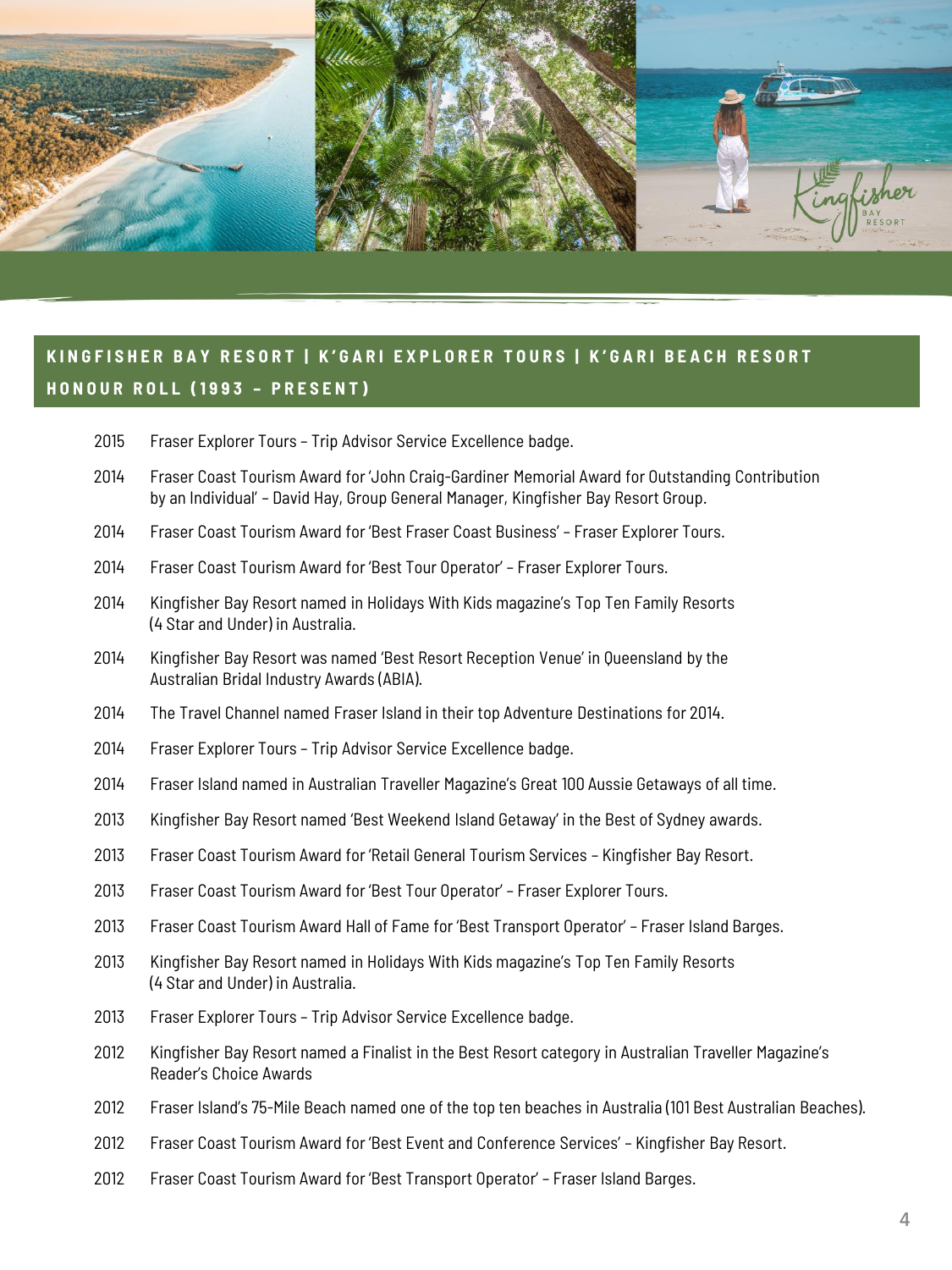## KINGFISHER BAY RESORT | K'GARI EXPLORER TOURS | K'GARI BEACH RESORT HONOUR ROLL (1993 – PRESENT)

2015 Fraser Explorer Tours – Trip Advisor Service Excellence badge.

2014 Fraser Coast Tourism Award for 'John Craig-Gardiner Memorial Award for Outstanding Contribution by an Individual' – David Hay, Group General Manager, Kingfisher Bay Resort Group.

2014 Fraser Coast Tourism Award for 'Best Fraser Coast Business' – Fraser Explorer Tours.

2014 Fraser Coast Tourism Award for 'Best Tour Operator' – Fraser Explorer Tours.

2014 Kingfisher Bay Resort named in Holidays With Kids magazine's Top Ten Family Resorts (4 Star and Under) in Australia.

2014 Kingfisher Bay Resort was named 'Best Resort Reception Venue' in Queensland by the Australian Bridal Industry Awards (ABIA).

2014 The Travel Channel named Fraser Island in their top Adventure Destinations for 2014.

2014 Fraser Explorer Tours – Trip Advisor Service Excellence badge.

2014 Fraser Island named in Australian Traveller Magazine's Great 100 Aussie Getaways of all time.

2013 Kingfisher Bay Resort named 'Best Weekend Island Getaway' in the Best of Sydney awards.

2013 Fraser Coast Tourism Award for 'Retail General Tourism Services – Kingfisher Bay Resort.

2013 Fraser Coast Tourism Award for 'Best Tour Operator' – Fraser Explorer Tours.

2013 Fraser Coast Tourism Award Hall of Fame for 'Best Transport Operator' – Fraser Island Barges.

2013 Kingfisher Bay Resort named in Holidays With Kids magazine's Top Ten Family Resorts (4 Star and Under) in Australia.

2013 Fraser Explorer Tours – Trip Advisor Service Excellence badge.

2012 Kingfisher Bay Resort named a Finalist in the Best Resort category in Australian Traveller Magazine's Reader's Choice Awards

2012 Fraser Island's 75-Mile Beach named one of the top ten beaches in Australia (101 Best Australian Beaches).

2012 Fraser Coast Tourism Award for 'Best Event and Conference Services' – Kingfisher Bay Resort.

2012 Fraser Coast Tourism Award for 'Best Transport Operator' – Fraser Island Barges.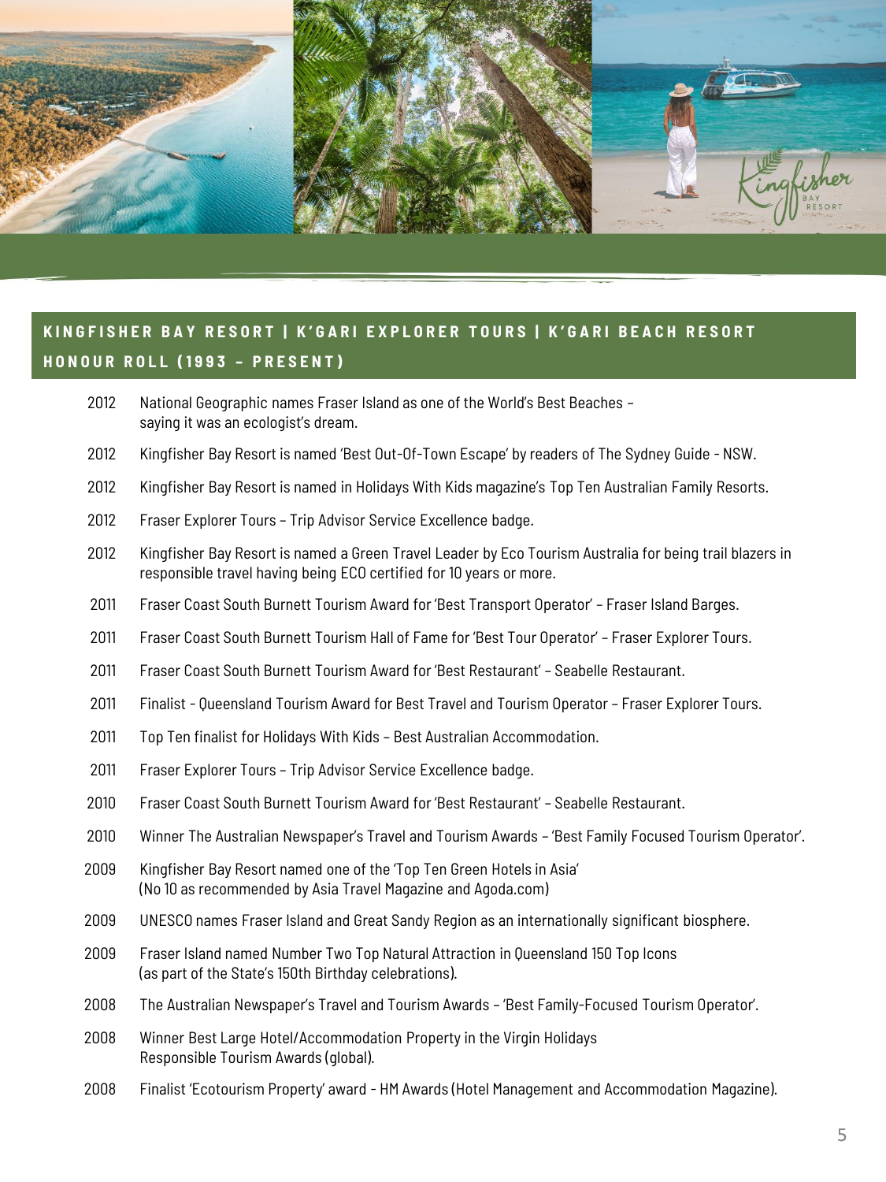## KINGFISHER BAY RESORT | K'GARI EXPLORER TOURS | K'GARI BEACH RESORT HONOUR ROLL (1993 – PRESENT)

| | |
|---|---|
| 2012 | National Geographic names Fraser Island as one of the World's Best Beaches – saying it was an ecologist's dream. |
| 2012 | Kingfisher Bay Resort is named 'Best Out-Of-Town Escape' by readers of The Sydney Guide - NSW. |
| 2012 | Kingfisher Bay Resort is named in Holidays With Kids magazine's Top Ten Australian Family Resorts. |
| 2012 | Fraser Explorer Tours – Trip Advisor Service Excellence badge. |
| 2012 | Kingfisher Bay Resort is named a Green Travel Leader by Eco Tourism Australia for being trail blazers in responsible travel having being ECO certified for 10 years or more. |
| 2011 | Fraser Coast South Burnett Tourism Award for 'Best Transport Operator' – Fraser Island Barges. |
| 2011 | Fraser Coast South Burnett Tourism Hall of Fame for 'Best Tour Operator' – Fraser Explorer Tours. |
| 2011 | Fraser Coast South Burnett Tourism Award for 'Best Restaurant' – Seabelle Restaurant. |
| 2011 | Finalist - Queensland Tourism Award for Best Travel and Tourism Operator – Fraser Explorer Tours. |
| 2011 | Top Ten finalist for Holidays With Kids – Best Australian Accommodation. |
| 2011 | Fraser Explorer Tours – Trip Advisor Service Excellence badge. |
| 2010 | Fraser Coast South Burnett Tourism Award for 'Best Restaurant' – Seabelle Restaurant. |
| 2010 | Winner The Australian Newspaper's Travel and Tourism Awards – 'Best Family Focused Tourism Operator'. |
| 2009 | Kingfisher Bay Resort named one of the 'Top Ten Green Hotels in Asia' (No 10 as recommended by Asia Travel Magazine and Agoda.com) |
| 2009 | UNESCO names Fraser Island and Great Sandy Region as an internationally significant biosphere. |
| 2009 | Fraser Island named Number Two Top Natural Attraction in Queensland 150 Top Icons (as part of the State's 150th Birthday celebrations). |
| 2008 | The Australian Newspaper's Travel and Tourism Awards – 'Best Family-Focused Tourism Operator'. |
| 2008 | Winner Best Large Hotel/Accommodation Property in the Virgin Holidays Responsible Tourism Awards (global). |
| 2008 | Finalist 'Ecotourism Property' award - HM Awards (Hotel Management and Accommodation Magazine). |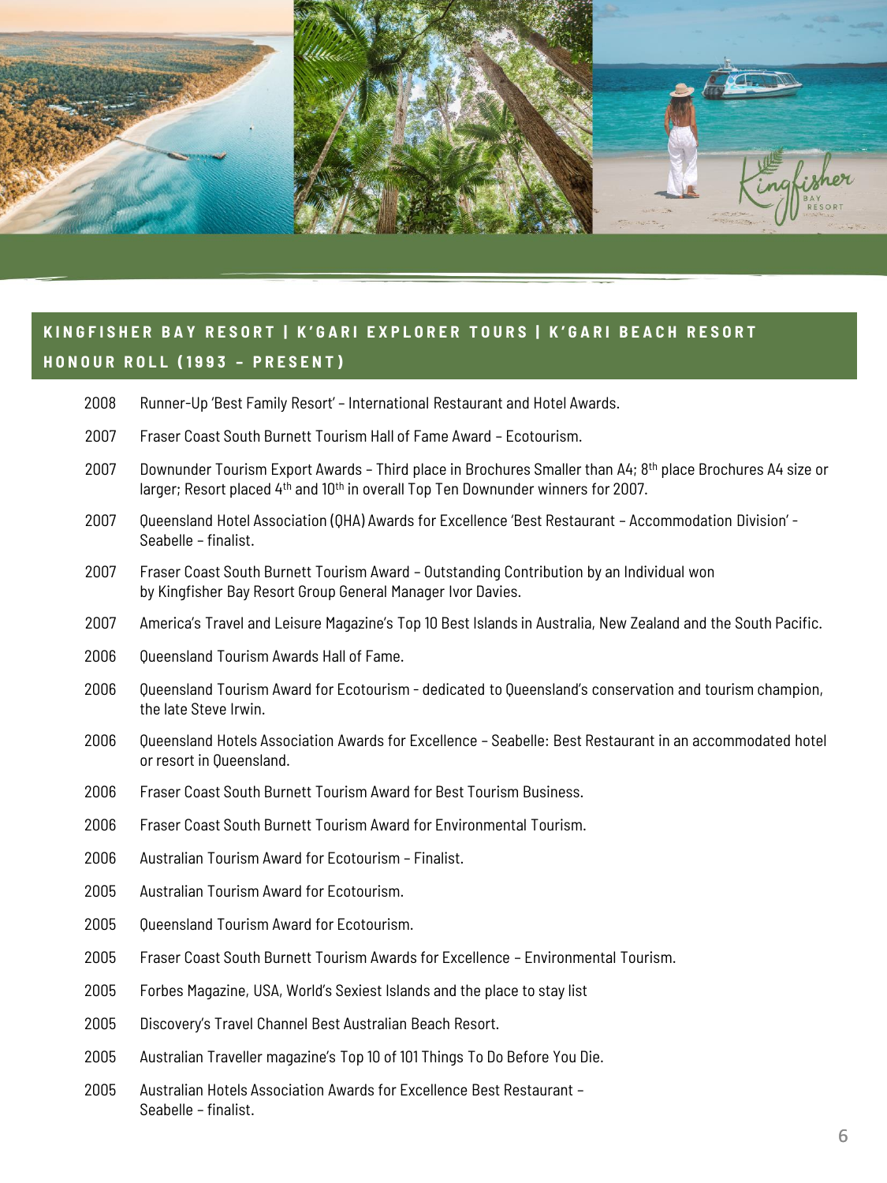## KINGFISHER BAY RESORT | K'GARI EXPLORER TOURS | K'GARI BEACH RESORT HONOUR ROLL (1993 – PRESENT)

| | |
|---|---|
| 2008 | Runner-Up 'Best Family Resort' – International Restaurant and Hotel Awards. |
| 2007 | Fraser Coast South Burnett Tourism Hall of Fame Award – Ecotourism. |
| 2007 | Downunder Tourism Export Awards – Third place in Brochures Smaller than A4; 8th place Brochures A4 size or larger; Resort placed 4th and 10th in overall Top Ten Downunder winners for 2007. |
| 2007 | Queensland Hotel Association (QHA) Awards for Excellence 'Best Restaurant – Accommodation Division' - Seabelle – finalist. |
| 2007 | Fraser Coast South Burnett Tourism Award – Outstanding Contribution by an Individual won by Kingfisher Bay Resort Group General Manager Ivor Davies. |
| 2007 | America's Travel and Leisure Magazine's Top 10 Best Islands in Australia, New Zealand and the South Pacific. |
| 2006 | Queensland Tourism Awards Hall of Fame. |
| 2006 | Queensland Tourism Award for Ecotourism - dedicated to Queensland's conservation and tourism champion, the late Steve Irwin. |
| 2006 | Queensland Hotels Association Awards for Excellence – Seabelle: Best Restaurant in an accommodated hotel or resort in Queensland. |
| 2006 | Fraser Coast South Burnett Tourism Award for Best Tourism Business. |
| 2006 | Fraser Coast South Burnett Tourism Award for Environmental Tourism. |
| 2006 | Australian Tourism Award for Ecotourism – Finalist. |
| 2005 | Australian Tourism Award for Ecotourism. |
| 2005 | Queensland Tourism Award for Ecotourism. |
| 2005 | Fraser Coast South Burnett Tourism Awards for Excellence – Environmental Tourism. |
| 2005 | Forbes Magazine, USA, World's Sexiest Islands and the place to stay list |
| 2005 | Discovery's Travel Channel Best Australian Beach Resort. |
| 2005 | Australian Traveller magazine's Top 10 of 101 Things To Do Before You Die. |
| 2005 | Australian Hotels Association Awards for Excellence Best Restaurant – Seabelle – finalist. |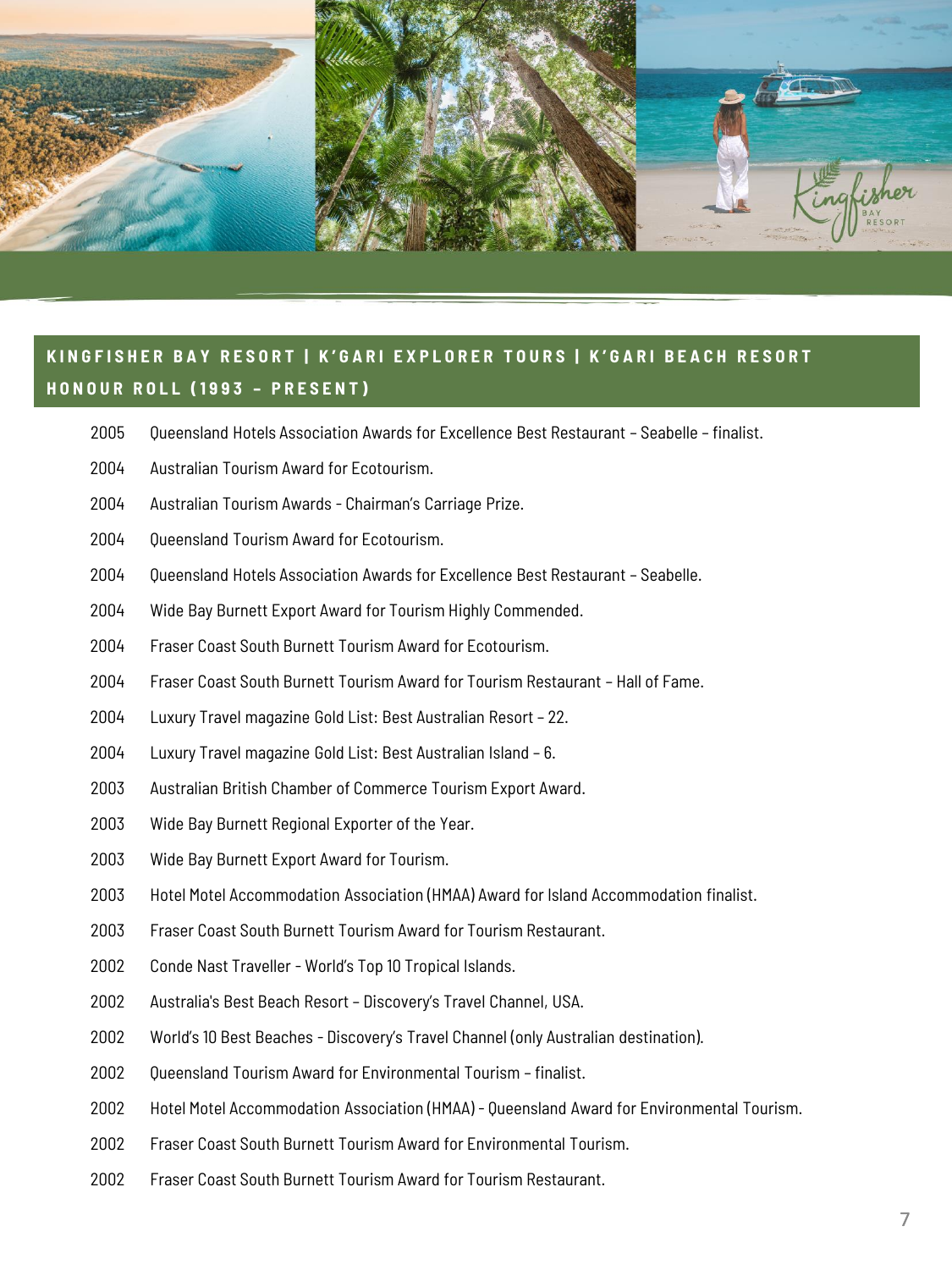## KINGFISHER BAY RESORT | K'GARI EXPLORER TOURS | K'GARI BEACH RESORT HONOUR ROLL (1993 – PRESENT)

2005 Queensland Hotels Association Awards for Excellence Best Restaurant – Seabelle – finalist.

2004 Australian Tourism Award for Ecotourism.

2004 Australian Tourism Awards - Chairman's Carriage Prize.

2004 Queensland Tourism Award for Ecotourism.

2004 Queensland Hotels Association Awards for Excellence Best Restaurant – Seabelle.

2004 Wide Bay Burnett Export Award for Tourism Highly Commended.

2004 Fraser Coast South Burnett Tourism Award for Ecotourism.

2004 Fraser Coast South Burnett Tourism Award for Tourism Restaurant – Hall of Fame.

2004 Luxury Travel magazine Gold List: Best Australian Resort – 22.

2004 Luxury Travel magazine Gold List: Best Australian Island – 6.

2003 Australian British Chamber of Commerce Tourism Export Award.

2003 Wide Bay Burnett Regional Exporter of the Year.

2003 Wide Bay Burnett Export Award for Tourism.

2003 Hotel Motel Accommodation Association (HMAA) Award for Island Accommodation finalist.

2003 Fraser Coast South Burnett Tourism Award for Tourism Restaurant.

2002 Conde Nast Traveller - World's Top 10 Tropical Islands.

2002 Australia's Best Beach Resort – Discovery's Travel Channel, USA.

2002 World's 10 Best Beaches - Discovery's Travel Channel (only Australian destination).

2002 Queensland Tourism Award for Environmental Tourism – finalist.

2002 Hotel Motel Accommodation Association (HMAA) - Queensland Award for Environmental Tourism.

2002 Fraser Coast South Burnett Tourism Award for Environmental Tourism.

2002 Fraser Coast South Burnett Tourism Award for Tourism Restaurant.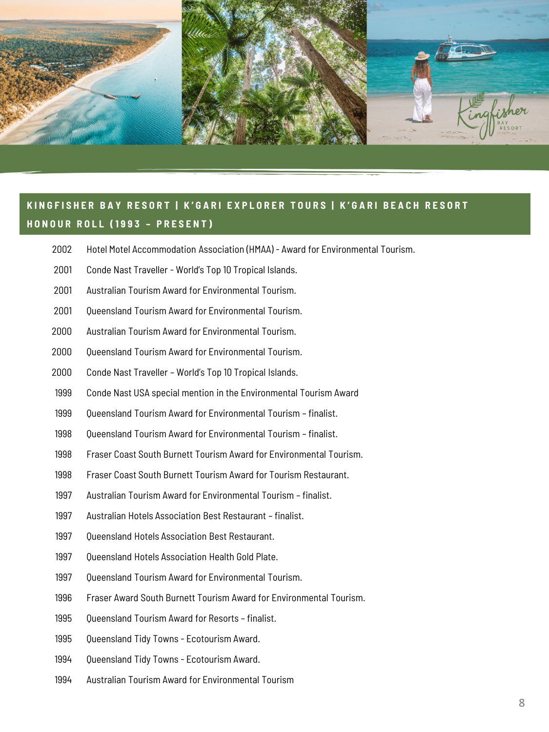## KINGFISHER BAY RESORT | K'GARI EXPLORER TOURS | K'GARI BEACH RESORT HONOUR ROLL (1993 – PRESENT)

| | |
|---|---|
| 2002 | Hotel Motel Accommodation Association (HMAA) - Award for Environmental Tourism. |
| 2001 | Conde Nast Traveller - World's Top 10 Tropical Islands. |
| 2001 | Australian Tourism Award for Environmental Tourism. |
| 2001 | Queensland Tourism Award for Environmental Tourism. |
| 2000 | Australian Tourism Award for Environmental Tourism. |
| 2000 | Queensland Tourism Award for Environmental Tourism. |
| 2000 | Conde Nast Traveller – World's Top 10 Tropical Islands. |
| 1999 | Conde Nast USA special mention in the Environmental Tourism Award |
| 1999 | Queensland Tourism Award for Environmental Tourism – finalist. |
| 1998 | Queensland Tourism Award for Environmental Tourism – finalist. |
| 1998 | Fraser Coast South Burnett Tourism Award for Environmental Tourism. |
| 1998 | Fraser Coast South Burnett Tourism Award for Tourism Restaurant. |
| 1997 | Australian Tourism Award for Environmental Tourism – finalist. |
| 1997 | Australian Hotels Association Best Restaurant – finalist. |
| 1997 | Queensland Hotels Association Best Restaurant. |
| 1997 | Queensland Hotels Association Health Gold Plate. |
| 1997 | Queensland Tourism Award for Environmental Tourism. |
| 1996 | Fraser Award South Burnett Tourism Award for Environmental Tourism. |
| 1995 | Queensland Tourism Award for Resorts – finalist. |
| 1995 | Queensland Tidy Towns - Ecotourism Award. |
| 1994 | Queensland Tidy Towns - Ecotourism Award. |
| 1994 | Australian Tourism Award for Environmental Tourism |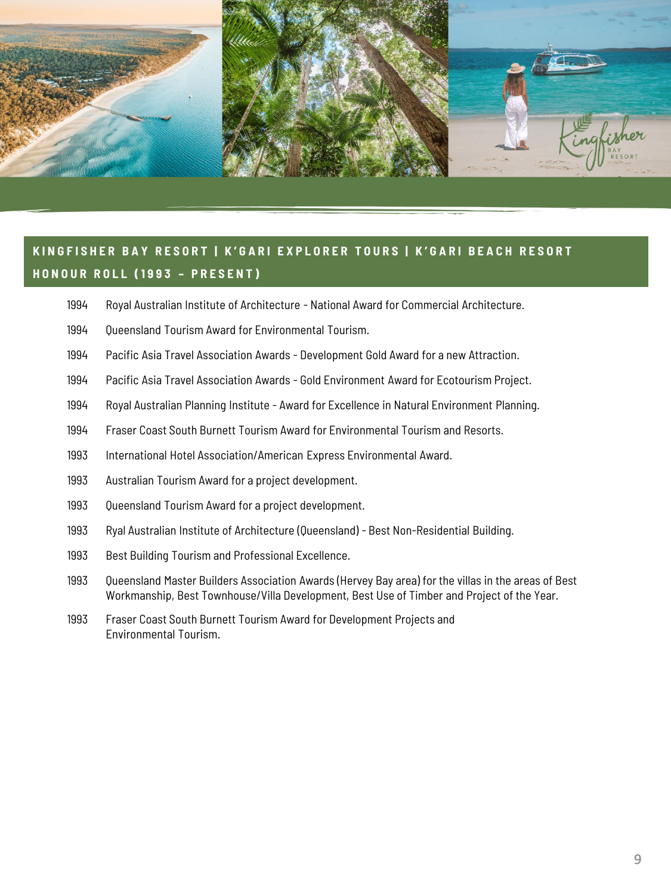## KINGFISHER BAY RESORT | K'GARI EXPLORER TOURS | K'GARI BEACH RESORT HONOUR ROLL (1993 – PRESENT)

1994 Royal Australian Institute of Architecture - National Award for Commercial Architecture.

1994 Queensland Tourism Award for Environmental Tourism.

1994 Pacific Asia Travel Association Awards - Development Gold Award for a new Attraction.

1994 Pacific Asia Travel Association Awards - Gold Environment Award for Ecotourism Project.

1994 Royal Australian Planning Institute - Award for Excellence in Natural Environment Planning.

1994 Fraser Coast South Burnett Tourism Award for Environmental Tourism and Resorts.

1993 International Hotel Association/American Express Environmental Award.

1993 Australian Tourism Award for a project development.

1993 Queensland Tourism Award for a project development.

1993 Ryal Australian Institute of Architecture (Queensland) - Best Non-Residential Building.

1993 Best Building Tourism and Professional Excellence.

1993 Queensland Master Builders Association Awards (Hervey Bay area) for the villas in the areas of Best Workmanship, Best Townhouse/Villa Development, Best Use of Timber and Project of the Year.

1993 Fraser Coast South Burnett Tourism Award for Development Projects and Environmental Tourism.